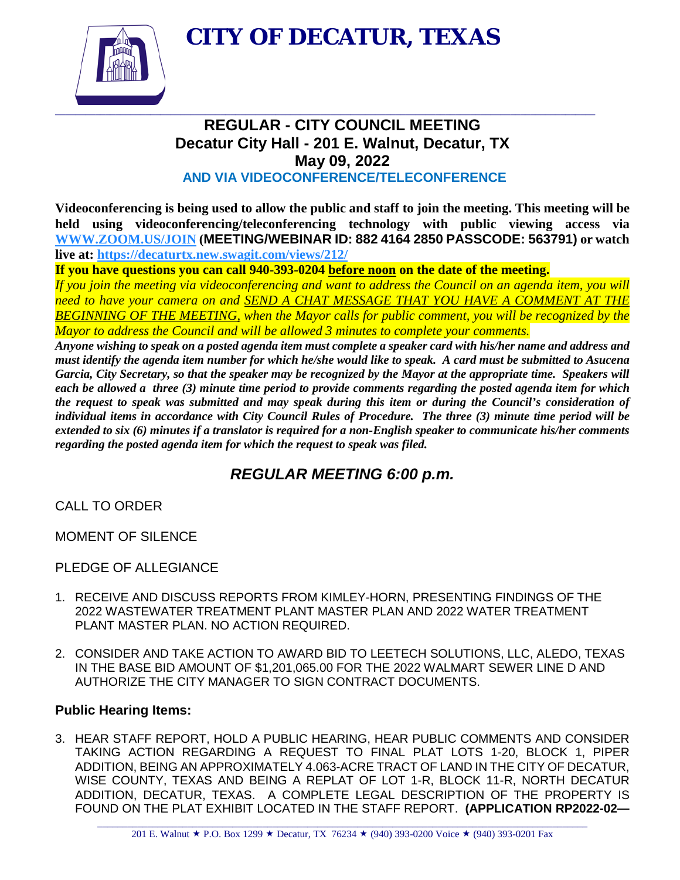# CITY OF DECATUR, TEXAS

## REGULAR - CITY COUNCIL MEETING
## Decatur City Hall - 201 E. Walnut, Decatur, TX
## May 09, 2022
### AND VIA VIDEOCONFERENCE/TELECONFERENCE

**Videoconferencing is being used to allow the public and staff to join the meeting. This meeting will be held using videoconferencing/teleconferencing technology with public viewing access via [WWW.ZOOM.US/JOIN](http://WWW.ZOOM.US/JOIN) (MEETING/WEBINAR ID: 882 4164 2850 PASSCODE: 563791) or watch live at: [https://decaturtx.new.swagit.com/views/212/](https://decaturtx.new.swagit.com/views/212/)**

**If you have questions you can call 940-393-0204 <u>before noon</u> on the date of the meeting.**

*If you join the meeting via videoconferencing and want to address the Council on an agenda item, you will need to have your camera on and <u>SEND A CHAT MESSAGE THAT YOU HAVE A COMMENT AT THE BEGINNING OF THE MEETING</u>, when the Mayor calls for public comment, you will be recognized by the Mayor to address the Council and will be allowed 3 minutes to complete your comments.*

***Anyone wishing to speak on a posted agenda item must complete a speaker card with his/her name and address and must identify the agenda item number for which he/she would like to speak. A card must be submitted to Asucena Garcia, City Secretary, so that the speaker may be recognized by the Mayor at the appropriate time. Speakers will each be allowed a three (3) minute time period to provide comments regarding the posted agenda item for which the request to speak was submitted and may speak during this item or during the Council's consideration of individual items in accordance with City Council Rules of Procedure. The three (3) minute time period will be extended to six (6) minutes if a translator is required for a non-English speaker to communicate his/her comments regarding the posted agenda item for which the request to speak was filed.***

## *REGULAR MEETING 6:00 p.m.*

CALL TO ORDER

MOMENT OF SILENCE

PLEDGE OF ALLEGIANCE

1. RECEIVE AND DISCUSS REPORTS FROM KIMLEY-HORN, PRESENTING FINDINGS OF THE 2022 WASTEWATER TREATMENT PLANT MASTER PLAN AND 2022 WATER TREATMENT PLANT MASTER PLAN. NO ACTION REQUIRED.

2. CONSIDER AND TAKE ACTION TO AWARD BID TO LEETECH SOLUTIONS, LLC, ALEDO, TEXAS IN THE BASE BID AMOUNT OF $1,201,065.00 FOR THE 2022 WALMART SEWER LINE D AND AUTHORIZE THE CITY MANAGER TO SIGN CONTRACT DOCUMENTS.

### Public Hearing Items:

3. HEAR STAFF REPORT, HOLD A PUBLIC HEARING, HEAR PUBLIC COMMENTS AND CONSIDER TAKING ACTION REGARDING A REQUEST TO FINAL PLAT LOTS 1-20, BLOCK 1, PIPER ADDITION, BEING AN APPROXIMATELY 4.063-ACRE TRACT OF LAND IN THE CITY OF DECATUR, WISE COUNTY, TEXAS AND BEING A REPLAT OF LOT 1-R, BLOCK 11-R, NORTH DECATUR ADDITION, DECATUR, TEXAS. A COMPLETE LEGAL DESCRIPTION OF THE PROPERTY IS FOUND ON THE PLAT EXHIBIT LOCATED IN THE STAFF REPORT. **(APPLICATION RP2022-02—**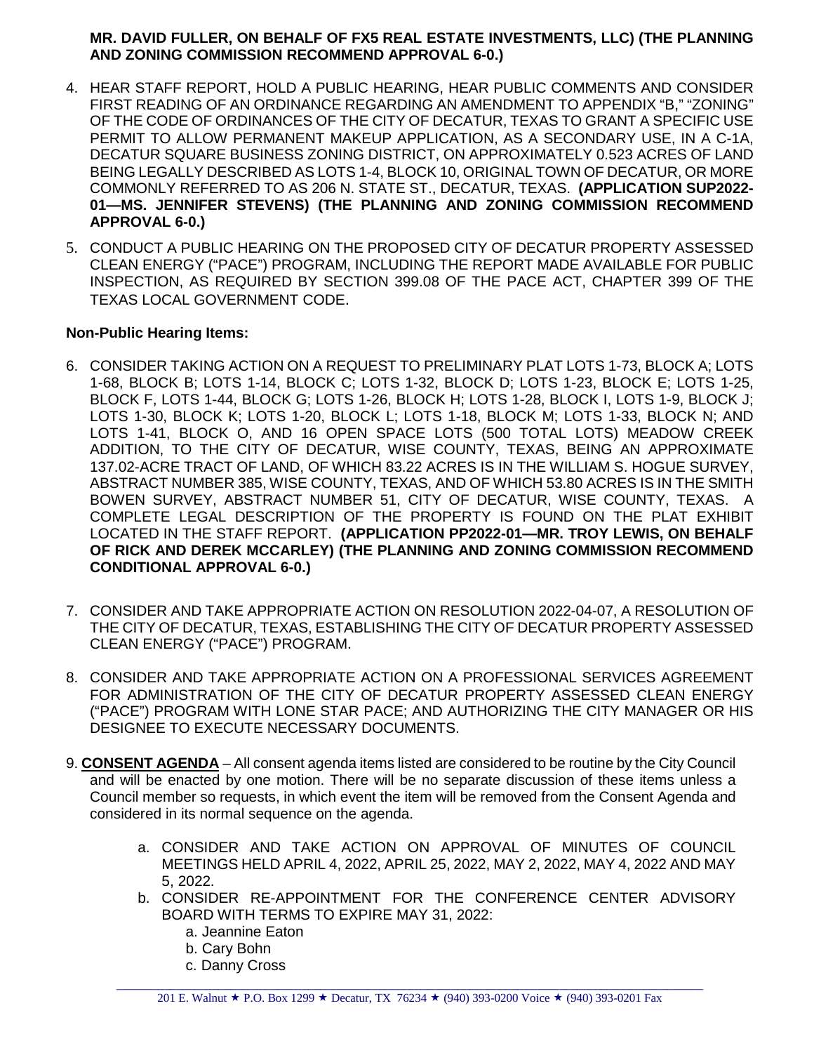**MR. DAVID FULLER, ON BEHALF OF FX5 REAL ESTATE INVESTMENTS, LLC) (THE PLANNING AND ZONING COMMISSION RECOMMEND APPROVAL 6-0.)**

4. HEAR STAFF REPORT, HOLD A PUBLIC HEARING, HEAR PUBLIC COMMENTS AND CONSIDER FIRST READING OF AN ORDINANCE REGARDING AN AMENDMENT TO APPENDIX "B," "ZONING" OF THE CODE OF ORDINANCES OF THE CITY OF DECATUR, TEXAS TO GRANT A SPECIFIC USE PERMIT TO ALLOW PERMANENT MAKEUP APPLICATION, AS A SECONDARY USE, IN A C-1A, DECATUR SQUARE BUSINESS ZONING DISTRICT, ON APPROXIMATELY 0.523 ACRES OF LAND BEING LEGALLY DESCRIBED AS LOTS 1-4, BLOCK 10, ORIGINAL TOWN OF DECATUR, OR MORE COMMONLY REFERRED TO AS 206 N. STATE ST., DECATUR, TEXAS. **(APPLICATION SUP2022-01—MS. JENNIFER STEVENS) (THE PLANNING AND ZONING COMMISSION RECOMMEND APPROVAL 6-0.)**

5. CONDUCT A PUBLIC HEARING ON THE PROPOSED CITY OF DECATUR PROPERTY ASSESSED CLEAN ENERGY ("PACE") PROGRAM, INCLUDING THE REPORT MADE AVAILABLE FOR PUBLIC INSPECTION, AS REQUIRED BY SECTION 399.08 OF THE PACE ACT, CHAPTER 399 OF THE TEXAS LOCAL GOVERNMENT CODE.

**Non-Public Hearing Items:**

6. CONSIDER TAKING ACTION ON A REQUEST TO PRELIMINARY PLAT LOTS 1-73, BLOCK A; LOTS 1-68, BLOCK B; LOTS 1-14, BLOCK C; LOTS 1-32, BLOCK D; LOTS 1-23, BLOCK E; LOTS 1-25, BLOCK F, LOTS 1-44, BLOCK G; LOTS 1-26, BLOCK H; LOTS 1-28, BLOCK I, LOTS 1-9, BLOCK J; LOTS 1-30, BLOCK K; LOTS 1-20, BLOCK L; LOTS 1-18, BLOCK M; LOTS 1-33, BLOCK N; AND LOTS 1-41, BLOCK O, AND 16 OPEN SPACE LOTS (500 TOTAL LOTS) MEADOW CREEK ADDITION, TO THE CITY OF DECATUR, WISE COUNTY, TEXAS, BEING AN APPROXIMATE 137.02-ACRE TRACT OF LAND, OF WHICH 83.22 ACRES IS IN THE WILLIAM S. HOGUE SURVEY, ABSTRACT NUMBER 385, WISE COUNTY, TEXAS, AND OF WHICH 53.80 ACRES IS IN THE SMITH BOWEN SURVEY, ABSTRACT NUMBER 51, CITY OF DECATUR, WISE COUNTY, TEXAS. A COMPLETE LEGAL DESCRIPTION OF THE PROPERTY IS FOUND ON THE PLAT EXHIBIT LOCATED IN THE STAFF REPORT. **(APPLICATION PP2022-01—MR. TROY LEWIS, ON BEHALF OF RICK AND DEREK MCCARLEY) (THE PLANNING AND ZONING COMMISSION RECOMMEND CONDITIONAL APPROVAL 6-0.)**

7. CONSIDER AND TAKE APPROPRIATE ACTION ON RESOLUTION 2022-04-07, A RESOLUTION OF THE CITY OF DECATUR, TEXAS, ESTABLISHING THE CITY OF DECATUR PROPERTY ASSESSED CLEAN ENERGY ("PACE") PROGRAM.

8. CONSIDER AND TAKE APPROPRIATE ACTION ON A PROFESSIONAL SERVICES AGREEMENT FOR ADMINISTRATION OF THE CITY OF DECATUR PROPERTY ASSESSED CLEAN ENERGY ("PACE") PROGRAM WITH LONE STAR PACE; AND AUTHORIZING THE CITY MANAGER OR HIS DESIGNEE TO EXECUTE NECESSARY DOCUMENTS.

9. **CONSENT AGENDA** – All consent agenda items listed are considered to be routine by the City Council and will be enacted by one motion. There will be no separate discussion of these items unless a Council member so requests, in which event the item will be removed from the Consent Agenda and considered in its normal sequence on the agenda.

   a. CONSIDER AND TAKE ACTION ON APPROVAL OF MINUTES OF COUNCIL MEETINGS HELD APRIL 4, 2022, APRIL 25, 2022, MAY 2, 2022, MAY 4, 2022 AND MAY 5, 2022.
   b. CONSIDER RE-APPOINTMENT FOR THE CONFERENCE CENTER ADVISORY BOARD WITH TERMS TO EXPIRE MAY 31, 2022:
      a. Jeannine Eaton
      b. Cary Bohn
      c. Danny Cross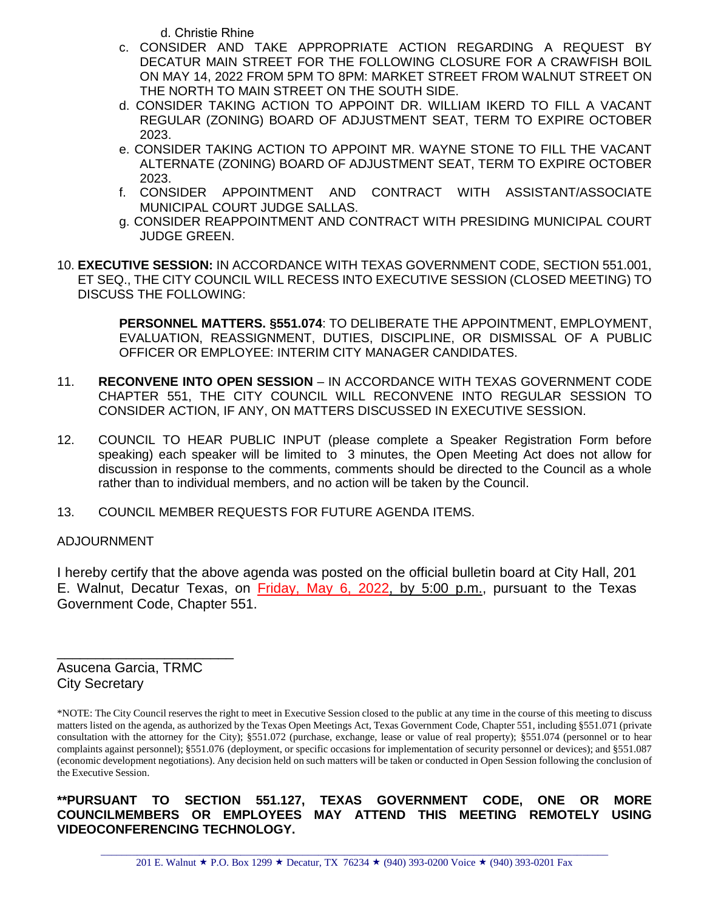d. Christie Rhine

c. CONSIDER AND TAKE APPROPRIATE ACTION REGARDING A REQUEST BY DECATUR MAIN STREET FOR THE FOLLOWING CLOSURE FOR A CRAWFISH BOIL ON MAY 14, 2022 FROM 5PM TO 8PM: MARKET STREET FROM WALNUT STREET ON THE NORTH TO MAIN STREET ON THE SOUTH SIDE.

d. CONSIDER TAKING ACTION TO APPOINT DR. WILLIAM IKERD TO FILL A VACANT REGULAR (ZONING) BOARD OF ADJUSTMENT SEAT, TERM TO EXPIRE OCTOBER 2023.

e. CONSIDER TAKING ACTION TO APPOINT MR. WAYNE STONE TO FILL THE VACANT ALTERNATE (ZONING) BOARD OF ADJUSTMENT SEAT, TERM TO EXPIRE OCTOBER 2023.

f. CONSIDER APPOINTMENT AND CONTRACT WITH ASSISTANT/ASSOCIATE MUNICIPAL COURT JUDGE SALLAS.

g. CONSIDER REAPPOINTMENT AND CONTRACT WITH PRESIDING MUNICIPAL COURT JUDGE GREEN.

10. **EXECUTIVE SESSION:** IN ACCORDANCE WITH TEXAS GOVERNMENT CODE, SECTION 551.001, ET SEQ., THE CITY COUNCIL WILL RECESS INTO EXECUTIVE SESSION (CLOSED MEETING) TO DISCUSS THE FOLLOWING:

    **PERSONNEL MATTERS. §551.074**: TO DELIBERATE THE APPOINTMENT, EMPLOYMENT, EVALUATION, REASSIGNMENT, DUTIES, DISCIPLINE, OR DISMISSAL OF A PUBLIC OFFICER OR EMPLOYEE: INTERIM CITY MANAGER CANDIDATES.

11. **RECONVENE INTO OPEN SESSION** – IN ACCORDANCE WITH TEXAS GOVERNMENT CODE CHAPTER 551, THE CITY COUNCIL WILL RECONVENE INTO REGULAR SESSION TO CONSIDER ACTION, IF ANY, ON MATTERS DISCUSSED IN EXECUTIVE SESSION.

12. COUNCIL TO HEAR PUBLIC INPUT (please complete a Speaker Registration Form before speaking) each speaker will be limited to 3 minutes, the Open Meeting Act does not allow for discussion in response to the comments, comments should be directed to the Council as a whole rather than to individual members, and no action will be taken by the Council.

13. COUNCIL MEMBER REQUESTS FOR FUTURE AGENDA ITEMS.

ADJOURNMENT

I hereby certify that the above agenda was posted on the official bulletin board at City Hall, 201 E. Walnut, Decatur Texas, on Friday, May 6, 2022, by 5:00 p.m., pursuant to the Texas Government Code, Chapter 551.

______________________

Asucena Garcia, TRMC
City Secretary

*NOTE: The City Council reserves the right to meet in Executive Session closed to the public at any time in the course of this meeting to discuss matters listed on the agenda, as authorized by the Texas Open Meetings Act, Texas Government Code, Chapter 551, including §551.071 (private consultation with the attorney for the City); §551.072 (purchase, exchange, lease or value of real property); §551.074 (personnel or to hear complaints against personnel); §551.076 (deployment, or specific occasions for implementation of security personnel or devices); and §551.087 (economic development negotiations). Any decision held on such matters will be taken or conducted in Open Session following the conclusion of the Executive Session.

**\*\*PURSUANT TO SECTION 551.127, TEXAS GOVERNMENT CODE, ONE OR MORE COUNCILMEMBERS OR EMPLOYEES MAY ATTEND THIS MEETING REMOTELY USING VIDEOCONFERENCING TECHNOLOGY.**

201 E. Walnut ★ P.O. Box 1299 ★ Decatur, TX 76234 ★ (940) 393-0200 Voice ★ (940) 393-0201 Fax